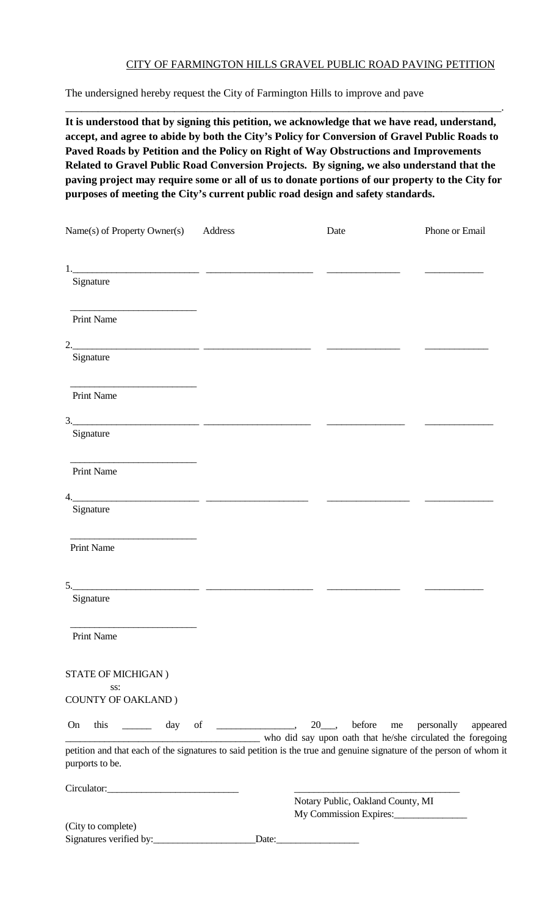CITY OF FARMINGTON HILLS GRAVEL PUBLIC ROAD PAVING PETITION

The undersigned hereby request the City of Farmington Hills to improve and pave

___________________________________________________________________________________.

**It is understood that by signing this petition, we acknowledge that we have read, understand, accept, and agree to abide by both the City's Policy for Conversion of Gravel Public Roads to Paved Roads by Petition and the Policy on Right of Way Obstructions and Improvements Related to Gravel Public Road Conversion Projects. By signing, we also understand that the paving project may require some or all of us to donate portions of our property to the City for purposes of meeting the City's current public road design and safety standards.**

| Name(s) of Property Owner(s) | Address | Date | Phone or Email |
|---|---|---|---|
| 1.________________________ Signature | ____________________ | ______________ | ___________ |
| ________________________ Print Name | | | |
| 2.________________________ Signature | ____________________ | ______________ | ___________ |
| ________________________ Print Name | | | |
| 3.________________________ Signature | ____________________ | ______________ | ___________ |
| ________________________ Print Name | | | |
| 4.________________________ Signature | ____________________ | ______________ | ___________ |
| ________________________ Print Name | | | |
| 5.________________________ Signature | ____________________ | ______________ | ___________ |
| ________________________ Print Name | | | |

STATE OF MICHIGAN )
ss:
COUNTY OF OAKLAND )

On this ______ day of _______________, 20___, before me personally appeared ______________________________________ who did say upon oath that he/she circulated the foregoing petition and that each of the signatures to said petition is the true and genuine signature of the person of whom it purports to be.

Circulator:__________________________

________________________________
Notary Public, Oakland County, MI
My Commission Expires:______________

(City to complete)
Signatures verified by:____________________Date:________________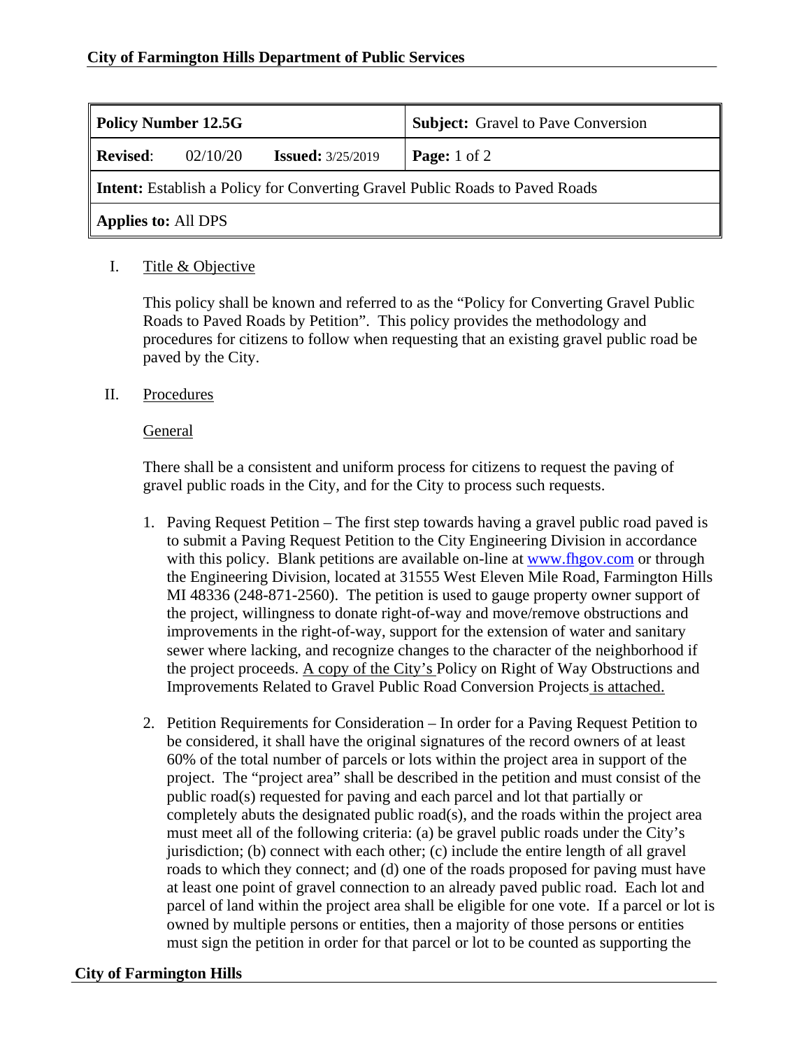**City of Farmington Hills Department of Public Services**

| **Policy Number 12.5G** | | **Subject:** Gravel to Pave Conversion |
|---|---|---|
| **Revised**: 02/10/20 | **Issued:** 3/25/2019 | **Page:** 1 of 2 |
| **Intent:** Establish a Policy for Converting Gravel Public Roads to Paved Roads | | |
| **Applies to:** All DPS | | |

I. Title & Objective

This policy shall be known and referred to as the "Policy for Converting Gravel Public Roads to Paved Roads by Petition". This policy provides the methodology and procedures for citizens to follow when requesting that an existing gravel public road be paved by the City.

II. Procedures

General

There shall be a consistent and uniform process for citizens to request the paving of gravel public roads in the City, and for the City to process such requests.

1. Paving Request Petition – The first step towards having a gravel public road paved is to submit a Paving Request Petition to the City Engineering Division in accordance with this policy. Blank petitions are available on-line at www.fhgov.com or through the Engineering Division, located at 31555 West Eleven Mile Road, Farmington Hills MI 48336 (248-871-2560). The petition is used to gauge property owner support of the project, willingness to donate right-of-way and move/remove obstructions and improvements in the right-of-way, support for the extension of water and sanitary sewer where lacking, and recognize changes to the character of the neighborhood if the project proceeds. A copy of the City's Policy on Right of Way Obstructions and Improvements Related to Gravel Public Road Conversion Projects is attached.

2. Petition Requirements for Consideration – In order for a Paving Request Petition to be considered, it shall have the original signatures of the record owners of at least 60% of the total number of parcels or lots within the project area in support of the project. The "project area" shall be described in the petition and must consist of the public road(s) requested for paving and each parcel and lot that partially or completely abuts the designated public road(s), and the roads within the project area must meet all of the following criteria: (a) be gravel public roads under the City's jurisdiction; (b) connect with each other; (c) include the entire length of all gravel roads to which they connect; and (d) one of the roads proposed for paving must have at least one point of gravel connection to an already paved public road. Each lot and parcel of land within the project area shall be eligible for one vote. If a parcel or lot is owned by multiple persons or entities, then a majority of those persons or entities must sign the petition in order for that parcel or lot to be counted as supporting the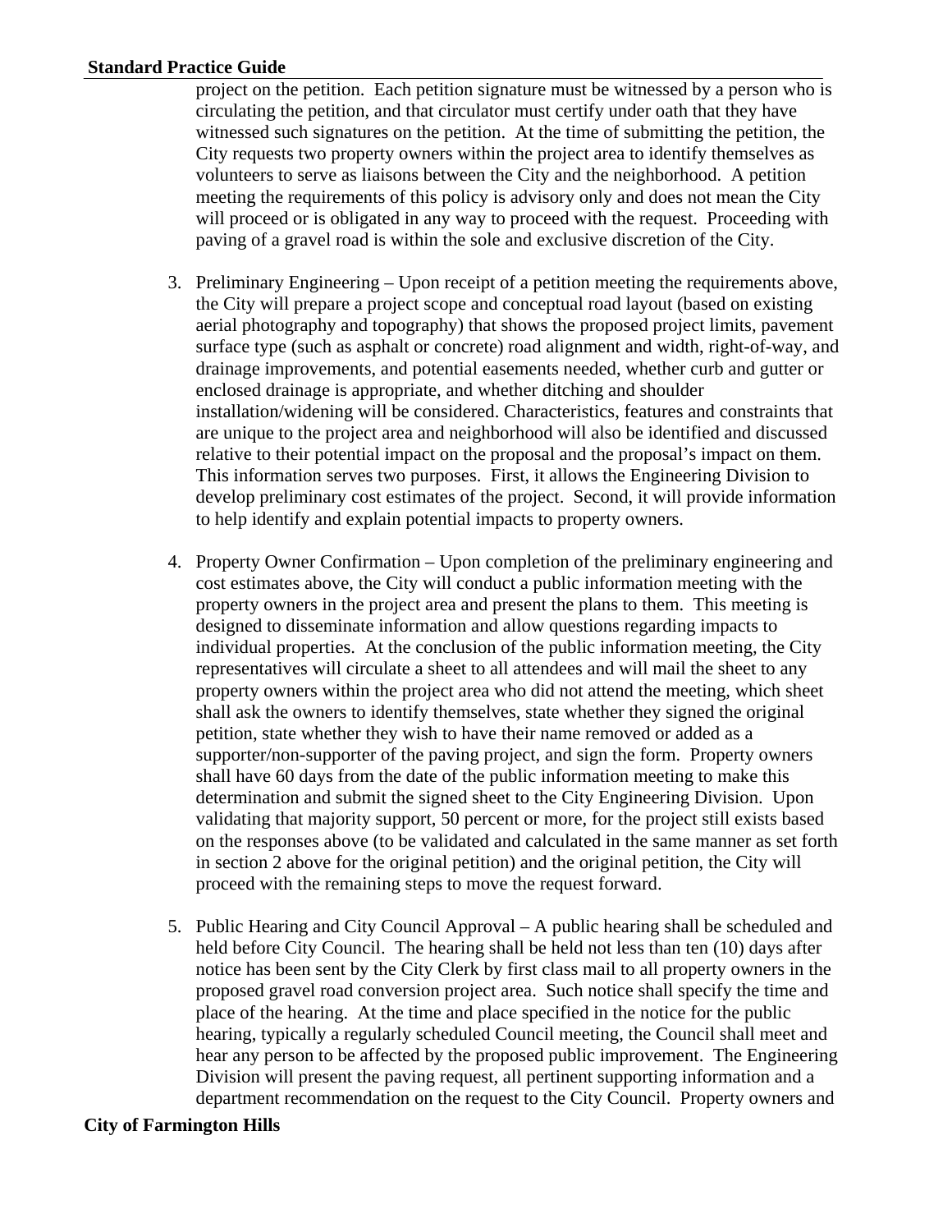project on the petition. Each petition signature must be witnessed by a person who is circulating the petition, and that circulator must certify under oath that they have witnessed such signatures on the petition. At the time of submitting the petition, the City requests two property owners within the project area to identify themselves as volunteers to serve as liaisons between the City and the neighborhood. A petition meeting the requirements of this policy is advisory only and does not mean the City will proceed or is obligated in any way to proceed with the request. Proceeding with paving of a gravel road is within the sole and exclusive discretion of the City.

3. Preliminary Engineering – Upon receipt of a petition meeting the requirements above, the City will prepare a project scope and conceptual road layout (based on existing aerial photography and topography) that shows the proposed project limits, pavement surface type (such as asphalt or concrete) road alignment and width, right-of-way, and drainage improvements, and potential easements needed, whether curb and gutter or enclosed drainage is appropriate, and whether ditching and shoulder installation/widening will be considered. Characteristics, features and constraints that are unique to the project area and neighborhood will also be identified and discussed relative to their potential impact on the proposal and the proposal's impact on them. This information serves two purposes. First, it allows the Engineering Division to develop preliminary cost estimates of the project. Second, it will provide information to help identify and explain potential impacts to property owners.

4. Property Owner Confirmation – Upon completion of the preliminary engineering and cost estimates above, the City will conduct a public information meeting with the property owners in the project area and present the plans to them. This meeting is designed to disseminate information and allow questions regarding impacts to individual properties. At the conclusion of the public information meeting, the City representatives will circulate a sheet to all attendees and will mail the sheet to any property owners within the project area who did not attend the meeting, which sheet shall ask the owners to identify themselves, state whether they signed the original petition, state whether they wish to have their name removed or added as a supporter/non-supporter of the paving project, and sign the form. Property owners shall have 60 days from the date of the public information meeting to make this determination and submit the signed sheet to the City Engineering Division. Upon validating that majority support, 50 percent or more, for the project still exists based on the responses above (to be validated and calculated in the same manner as set forth in section 2 above for the original petition) and the original petition, the City will proceed with the remaining steps to move the request forward.

5. Public Hearing and City Council Approval – A public hearing shall be scheduled and held before City Council. The hearing shall be held not less than ten (10) days after notice has been sent by the City Clerk by first class mail to all property owners in the proposed gravel road conversion project area. Such notice shall specify the time and place of the hearing. At the time and place specified in the notice for the public hearing, typically a regularly scheduled Council meeting, the Council shall meet and hear any person to be affected by the proposed public improvement. The Engineering Division will present the paving request, all pertinent supporting information and a department recommendation on the request to the City Council. Property owners and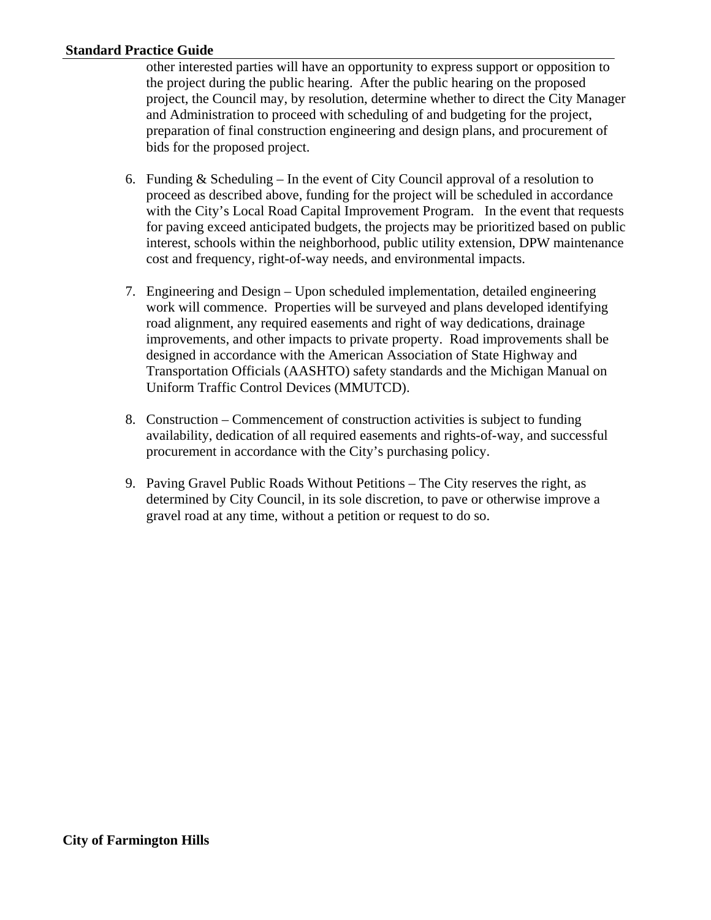other interested parties will have an opportunity to express support or opposition to the project during the public hearing. After the public hearing on the proposed project, the Council may, by resolution, determine whether to direct the City Manager and Administration to proceed with scheduling of and budgeting for the project, preparation of final construction engineering and design plans, and procurement of bids for the proposed project.

6. Funding & Scheduling – In the event of City Council approval of a resolution to proceed as described above, funding for the project will be scheduled in accordance with the City's Local Road Capital Improvement Program. In the event that requests for paving exceed anticipated budgets, the projects may be prioritized based on public interest, schools within the neighborhood, public utility extension, DPW maintenance cost and frequency, right-of-way needs, and environmental impacts.

7. Engineering and Design – Upon scheduled implementation, detailed engineering work will commence. Properties will be surveyed and plans developed identifying road alignment, any required easements and right of way dedications, drainage improvements, and other impacts to private property. Road improvements shall be designed in accordance with the American Association of State Highway and Transportation Officials (AASHTO) safety standards and the Michigan Manual on Uniform Traffic Control Devices (MMUTCD).

8. Construction – Commencement of construction activities is subject to funding availability, dedication of all required easements and rights-of-way, and successful procurement in accordance with the City's purchasing policy.

9. Paving Gravel Public Roads Without Petitions – The City reserves the right, as determined by City Council, in its sole discretion, to pave or otherwise improve a gravel road at any time, without a petition or request to do so.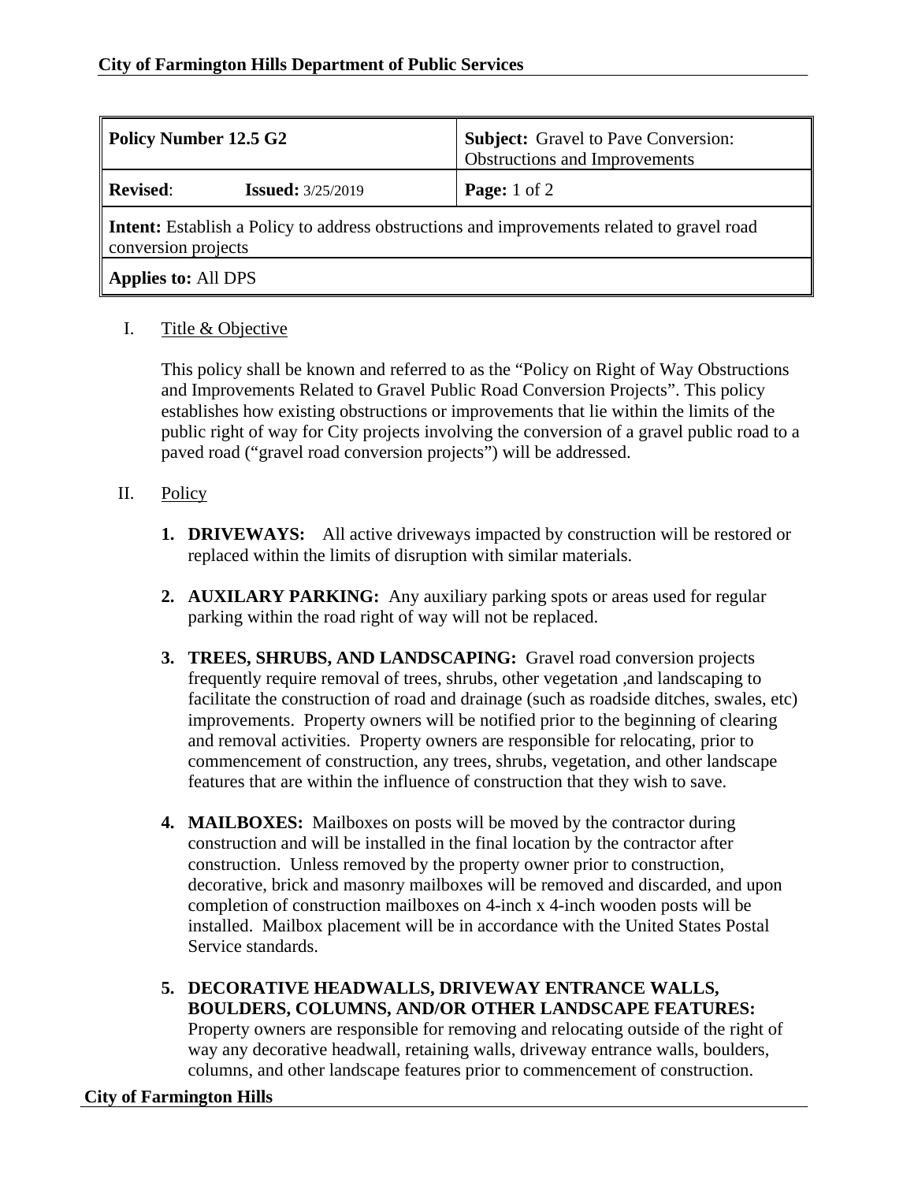**City of Farmington Hills Department of Public Services**

| **Policy Number 12.5 G2** | | **Subject:** Gravel to Pave Conversion: Obstructions and Improvements |
|---|---|---|
| **Revised**: | **Issued:** 3/25/2019 | **Page:** 1 of 2 |
| **Intent:** Establish a Policy to address obstructions and improvements related to gravel road conversion projects | | |
| **Applies to:** All DPS | | |

I. Title & Objective

This policy shall be known and referred to as the "Policy on Right of Way Obstructions and Improvements Related to Gravel Public Road Conversion Projects". This policy establishes how existing obstructions or improvements that lie within the limits of the public right of way for City projects involving the conversion of a gravel public road to a paved road ("gravel road conversion projects") will be addressed.

II. Policy

1. **DRIVEWAYS:** All active driveways impacted by construction will be restored or replaced within the limits of disruption with similar materials.

2. **AUXILARY PARKING:** Any auxiliary parking spots or areas used for regular parking within the road right of way will not be replaced.

3. **TREES, SHRUBS, AND LANDSCAPING:** Gravel road conversion projects frequently require removal of trees, shrubs, other vegetation ,and landscaping to facilitate the construction of road and drainage (such as roadside ditches, swales, etc) improvements. Property owners will be notified prior to the beginning of clearing and removal activities. Property owners are responsible for relocating, prior to commencement of construction, any trees, shrubs, vegetation, and other landscape features that are within the influence of construction that they wish to save.

4. **MAILBOXES:** Mailboxes on posts will be moved by the contractor during construction and will be installed in the final location by the contractor after construction. Unless removed by the property owner prior to construction, decorative, brick and masonry mailboxes will be removed and discarded, and upon completion of construction mailboxes on 4-inch x 4-inch wooden posts will be installed. Mailbox placement will be in accordance with the United States Postal Service standards.

5. **DECORATIVE HEADWALLS, DRIVEWAY ENTRANCE WALLS, BOULDERS, COLUMNS, AND/OR OTHER LANDSCAPE FEATURES:** Property owners are responsible for removing and relocating outside of the right of way any decorative headwall, retaining walls, driveway entrance walls, boulders, columns, and other landscape features prior to commencement of construction.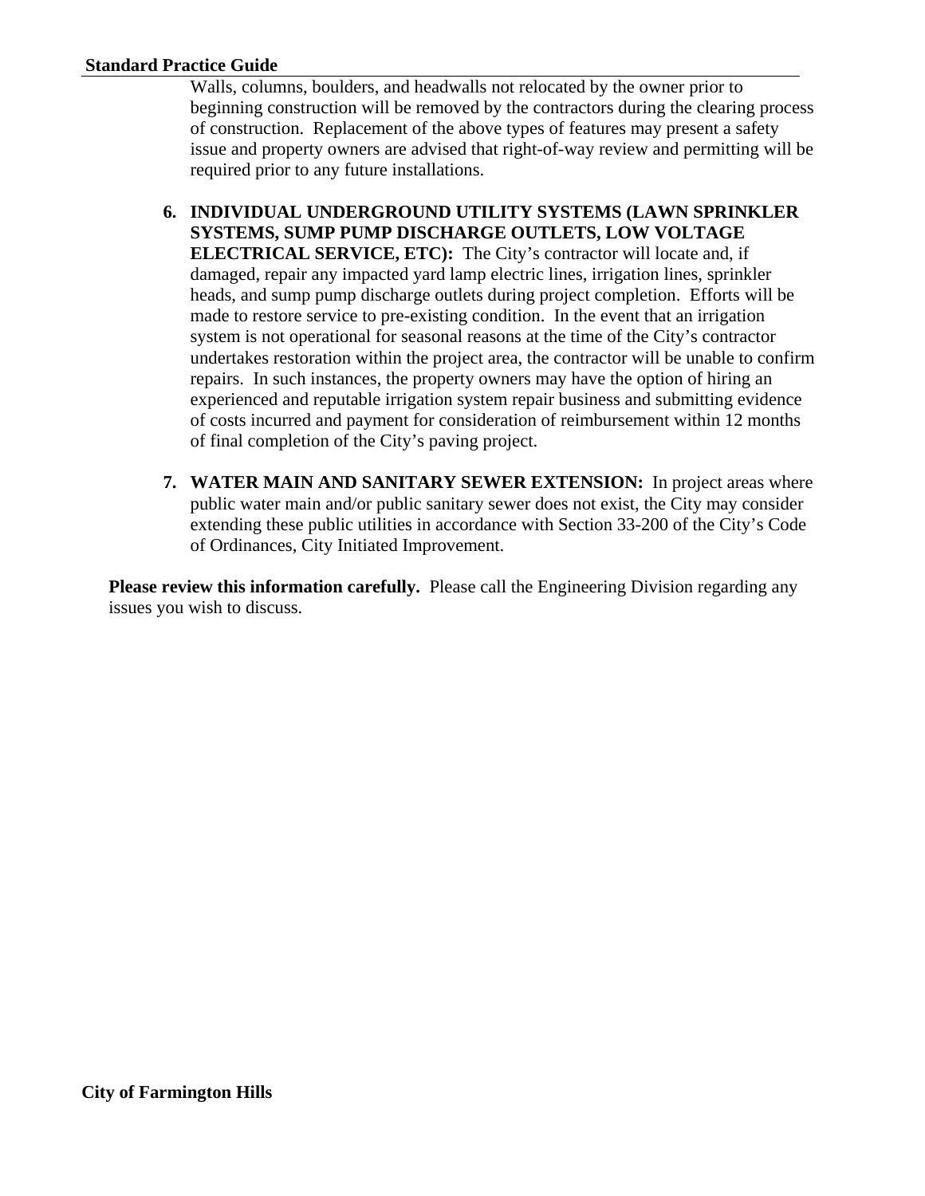Walls, columns, boulders, and headwalls not relocated by the owner prior to beginning construction will be removed by the contractors during the clearing process of construction. Replacement of the above types of features may present a safety issue and property owners are advised that right-of-way review and permitting will be required prior to any future installations.

6. **INDIVIDUAL UNDERGROUND UTILITY SYSTEMS (LAWN SPRINKLER SYSTEMS, SUMP PUMP DISCHARGE OUTLETS, LOW VOLTAGE ELECTRICAL SERVICE, ETC):** The City's contractor will locate and, if damaged, repair any impacted yard lamp electric lines, irrigation lines, sprinkler heads, and sump pump discharge outlets during project completion. Efforts will be made to restore service to pre-existing condition. In the event that an irrigation system is not operational for seasonal reasons at the time of the City's contractor undertakes restoration within the project area, the contractor will be unable to confirm repairs. In such instances, the property owners may have the option of hiring an experienced and reputable irrigation system repair business and submitting evidence of costs incurred and payment for consideration of reimbursement within 12 months of final completion of the City's paving project.

7. **WATER MAIN AND SANITARY SEWER EXTENSION:** In project areas where public water main and/or public sanitary sewer does not exist, the City may consider extending these public utilities in accordance with Section 33-200 of the City's Code of Ordinances, City Initiated Improvement.

**Please review this information carefully.** Please call the Engineering Division regarding any issues you wish to discuss.